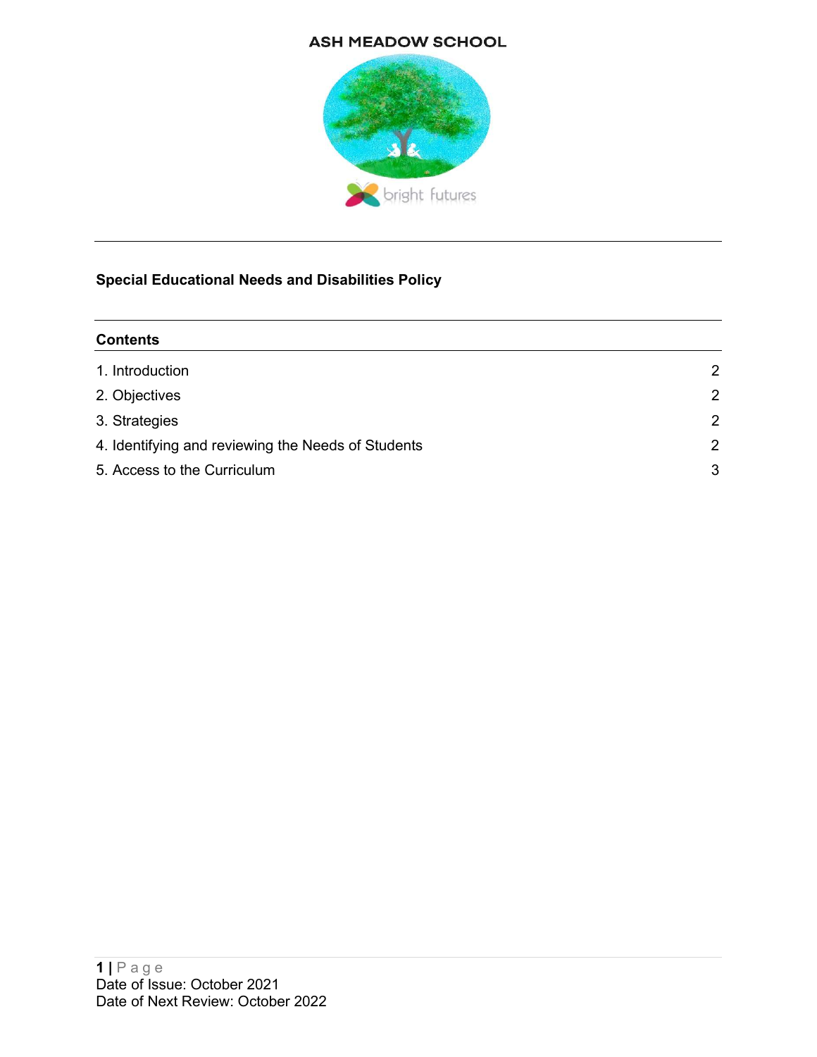ASH MEADOW SCHOOL

bright futures

# Special Educational Needs and Disabilities Policy

## Contents

| | |
|---|---|
| 1. Introduction | 2 |
| 2. Objectives | 2 |
| 3. Strategies | 2 |
| 4. Identifying and reviewing the Needs of Students | 2 |
| 5. Access to the Curriculum | 3 |

Date of Issue: October 2021
Date of Next Review: October 2022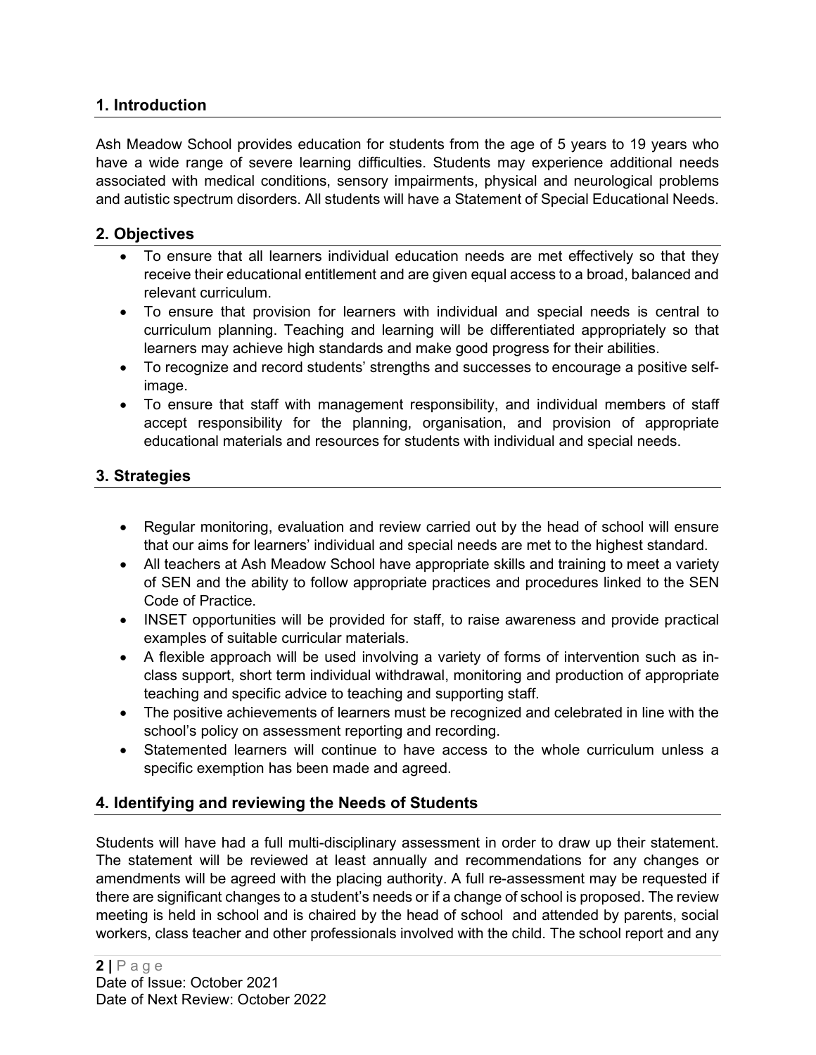## 1. Introduction

Ash Meadow School provides education for students from the age of 5 years to 19 years who have a wide range of severe learning difficulties. Students may experience additional needs associated with medical conditions, sensory impairments, physical and neurological problems and autistic spectrum disorders. All students will have a Statement of Special Educational Needs.

## 2. Objectives

- To ensure that all learners individual education needs are met effectively so that they receive their educational entitlement and are given equal access to a broad, balanced and relevant curriculum.
- To ensure that provision for learners with individual and special needs is central to curriculum planning. Teaching and learning will be differentiated appropriately so that learners may achieve high standards and make good progress for their abilities.
- To recognize and record students' strengths and successes to encourage a positive self-image.
- To ensure that staff with management responsibility, and individual members of staff accept responsibility for the planning, organisation, and provision of appropriate educational materials and resources for students with individual and special needs.

## 3. Strategies

- Regular monitoring, evaluation and review carried out by the head of school will ensure that our aims for learners' individual and special needs are met to the highest standard.
- All teachers at Ash Meadow School have appropriate skills and training to meet a variety of SEN and the ability to follow appropriate practices and procedures linked to the SEN Code of Practice.
- INSET opportunities will be provided for staff, to raise awareness and provide practical examples of suitable curricular materials.
- A flexible approach will be used involving a variety of forms of intervention such as in-class support, short term individual withdrawal, monitoring and production of appropriate teaching and specific advice to teaching and supporting staff.
- The positive achievements of learners must be recognized and celebrated in line with the school's policy on assessment reporting and recording.
- Statemented learners will continue to have access to the whole curriculum unless a specific exemption has been made and agreed.

## 4. Identifying and reviewing the Needs of Students

Students will have had a full multi-disciplinary assessment in order to draw up their statement. The statement will be reviewed at least annually and recommendations for any changes or amendments will be agreed with the placing authority. A full re-assessment may be requested if there are significant changes to a student's needs or if a change of school is proposed. The review meeting is held in school and is chaired by the head of school and attended by parents, social workers, class teacher and other professionals involved with the child. The school report and any

Date of Issue: October 2021
Date of Next Review: October 2022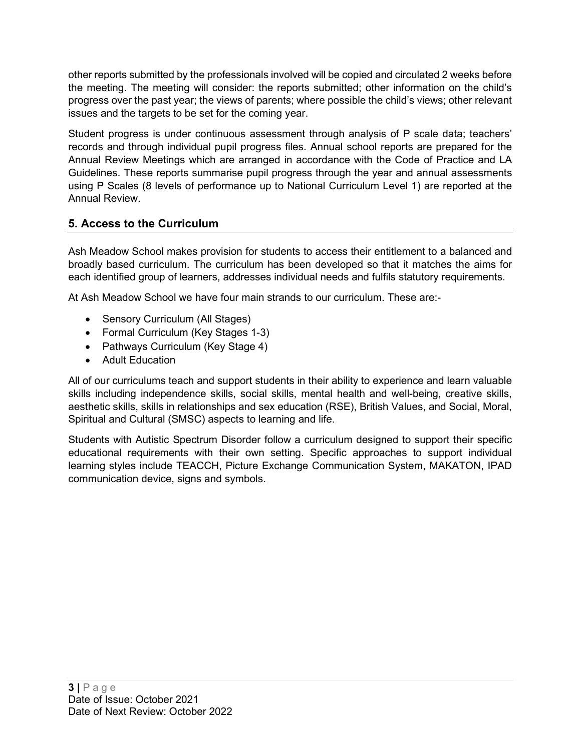other reports submitted by the professionals involved will be copied and circulated 2 weeks before the meeting. The meeting will consider: the reports submitted; other information on the child's progress over the past year; the views of parents; where possible the child's views; other relevant issues and the targets to be set for the coming year.

Student progress is under continuous assessment through analysis of P scale data; teachers' records and through individual pupil progress files. Annual school reports are prepared for the Annual Review Meetings which are arranged in accordance with the Code of Practice and LA Guidelines. These reports summarise pupil progress through the year and annual assessments using P Scales (8 levels of performance up to National Curriculum Level 1) are reported at the Annual Review.

## 5. Access to the Curriculum

Ash Meadow School makes provision for students to access their entitlement to a balanced and broadly based curriculum. The curriculum has been developed so that it matches the aims for each identified group of learners, addresses individual needs and fulfils statutory requirements.

At Ash Meadow School we have four main strands to our curriculum. These are:-

- Sensory Curriculum (All Stages)
- Formal Curriculum (Key Stages 1-3)
- Pathways Curriculum (Key Stage 4)
- Adult Education

All of our curriculums teach and support students in their ability to experience and learn valuable skills including independence skills, social skills, mental health and well-being, creative skills, aesthetic skills, skills in relationships and sex education (RSE), British Values, and Social, Moral, Spiritual and Cultural (SMSC) aspects to learning and life.

Students with Autistic Spectrum Disorder follow a curriculum designed to support their specific educational requirements with their own setting. Specific approaches to support individual learning styles include TEACCH, Picture Exchange Communication System, MAKATON, IPAD communication device, signs and symbols.

Date of Issue: October 2021
Date of Next Review: October 2022